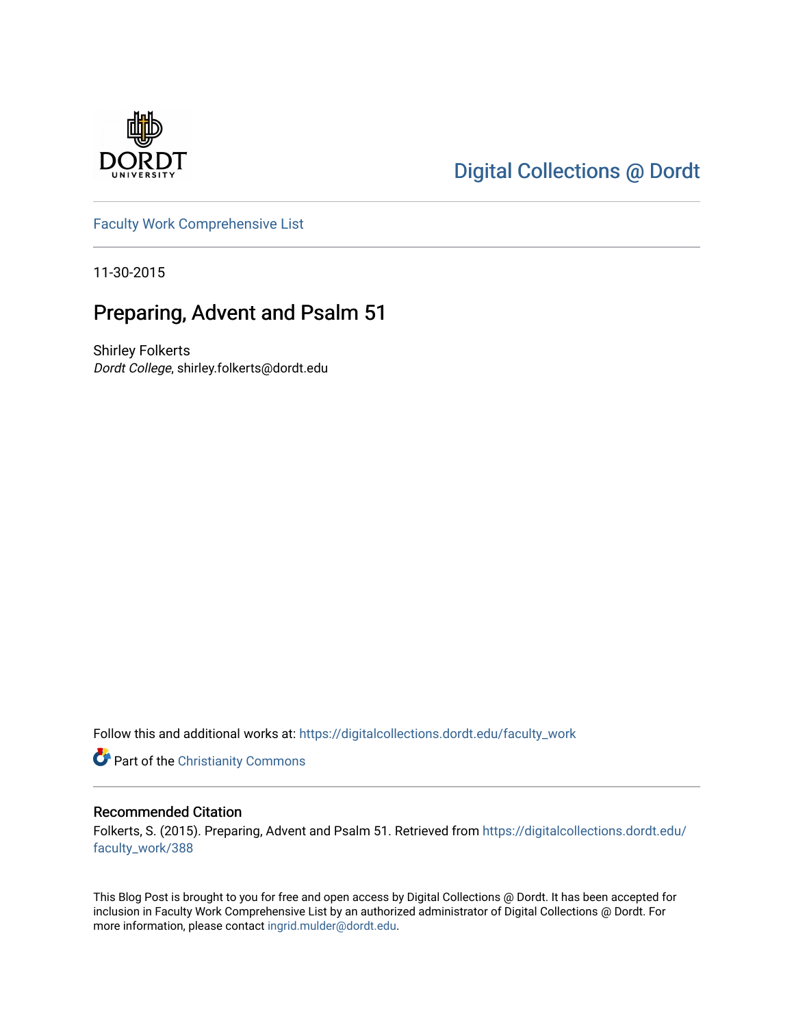Digital Collections @ Dordt

Faculty Work Comprehensive List

11-30-2015

# Preparing, Advent and Psalm 51

Shirley Folkerts
*Dordt College*, shirley.folkerts@dordt.edu

Follow this and additional works at: https://digitalcollections.dordt.edu/faculty_work

Part of the Christianity Commons

## Recommended Citation

Folkerts, S. (2015). Preparing, Advent and Psalm 51. Retrieved from https://digitalcollections.dordt.edu/faculty_work/388

This Blog Post is brought to you for free and open access by Digital Collections @ Dordt. It has been accepted for inclusion in Faculty Work Comprehensive List by an authorized administrator of Digital Collections @ Dordt. For more information, please contact ingrid.mulder@dordt.edu.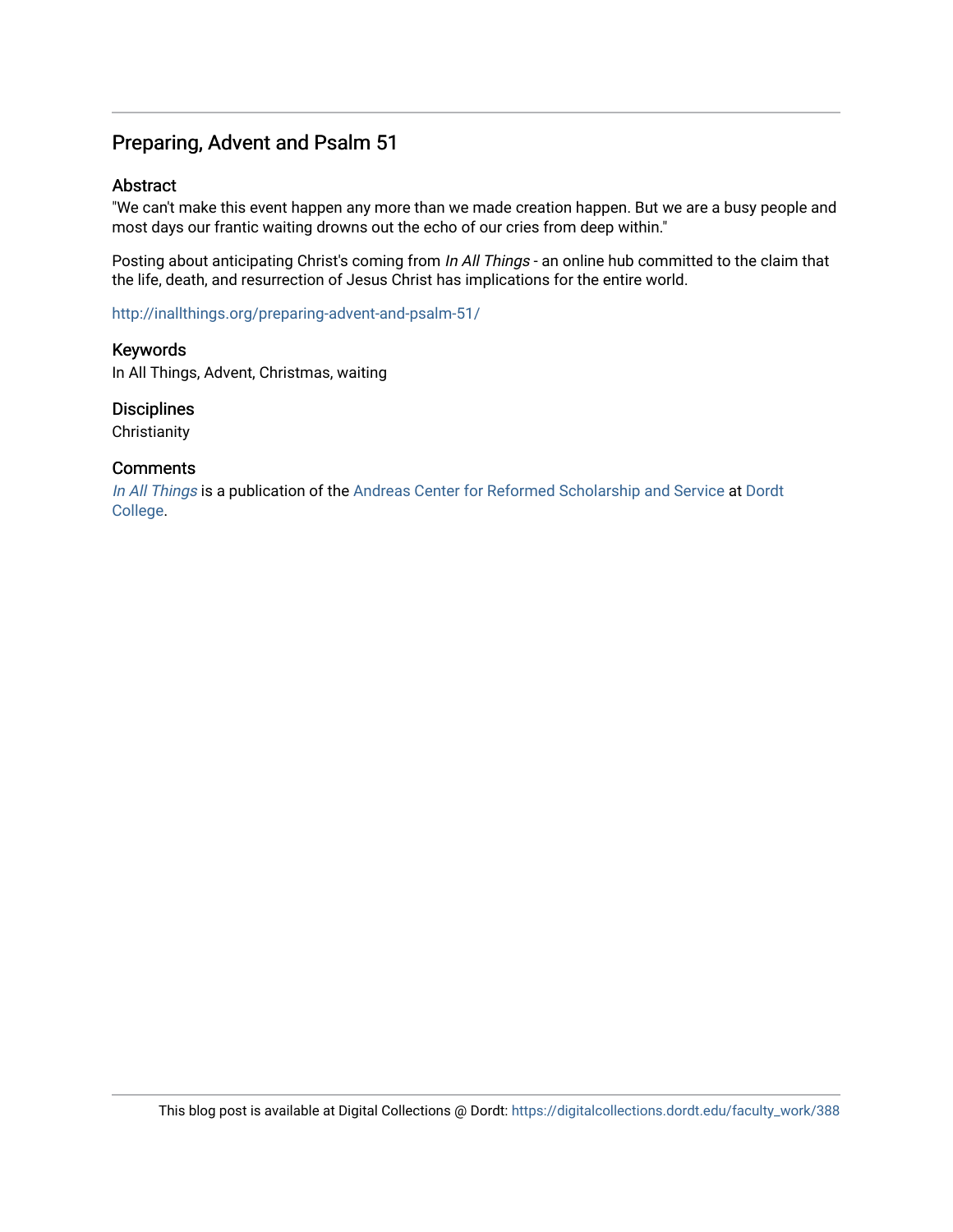## Preparing, Advent and Psalm 51

### Abstract

"We can't make this event happen any more than we made creation happen. But we are a busy people and most days our frantic waiting drowns out the echo of our cries from deep within."

Posting about anticipating Christ's coming from *In All Things* - an online hub committed to the claim that the life, death, and resurrection of Jesus Christ has implications for the entire world.

http://inallthings.org/preparing-advent-and-psalm-51/

### Keywords

In All Things, Advent, Christmas, waiting

### Disciplines

Christianity

### Comments

*In All Things* is a publication of the Andreas Center for Reformed Scholarship and Service at Dordt College.

This blog post is available at Digital Collections @ Dordt: https://digitalcollections.dordt.edu/faculty_work/388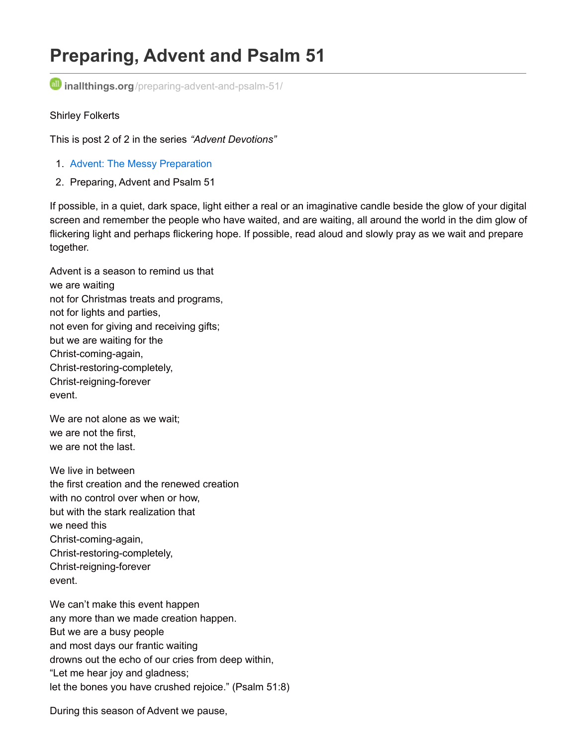# Preparing, Advent and Psalm 51

**inallthings.org**/preparing-advent-and-psalm-51/

Shirley Folkerts

This is post 2 of 2 in the series *"Advent Devotions"*

1. Advent: The Messy Preparation
2. Preparing, Advent and Psalm 51

If possible, in a quiet, dark space, light either a real or an imaginative candle beside the glow of your digital screen and remember the people who have waited, and are waiting, all around the world in the dim glow of flickering light and perhaps flickering hope. If possible, read aloud and slowly pray as we wait and prepare together.

Advent is a season to remind us that
we are waiting
not for Christmas treats and programs,
not for lights and parties,
not even for giving and receiving gifts;
but we are waiting for the
Christ-coming-again,
Christ-restoring-completely,
Christ-reigning-forever
event.

We are not alone as we wait;
we are not the first,
we are not the last.

We live in between
the first creation and the renewed creation
with no control over when or how,
but with the stark realization that
we need this
Christ-coming-again,
Christ-restoring-completely,
Christ-reigning-forever
event.

We can't make this event happen
any more than we made creation happen.
But we are a busy people
and most days our frantic waiting
drowns out the echo of our cries from deep within,
"Let me hear joy and gladness;
let the bones you have crushed rejoice." (Psalm 51:8)

During this season of Advent we pause,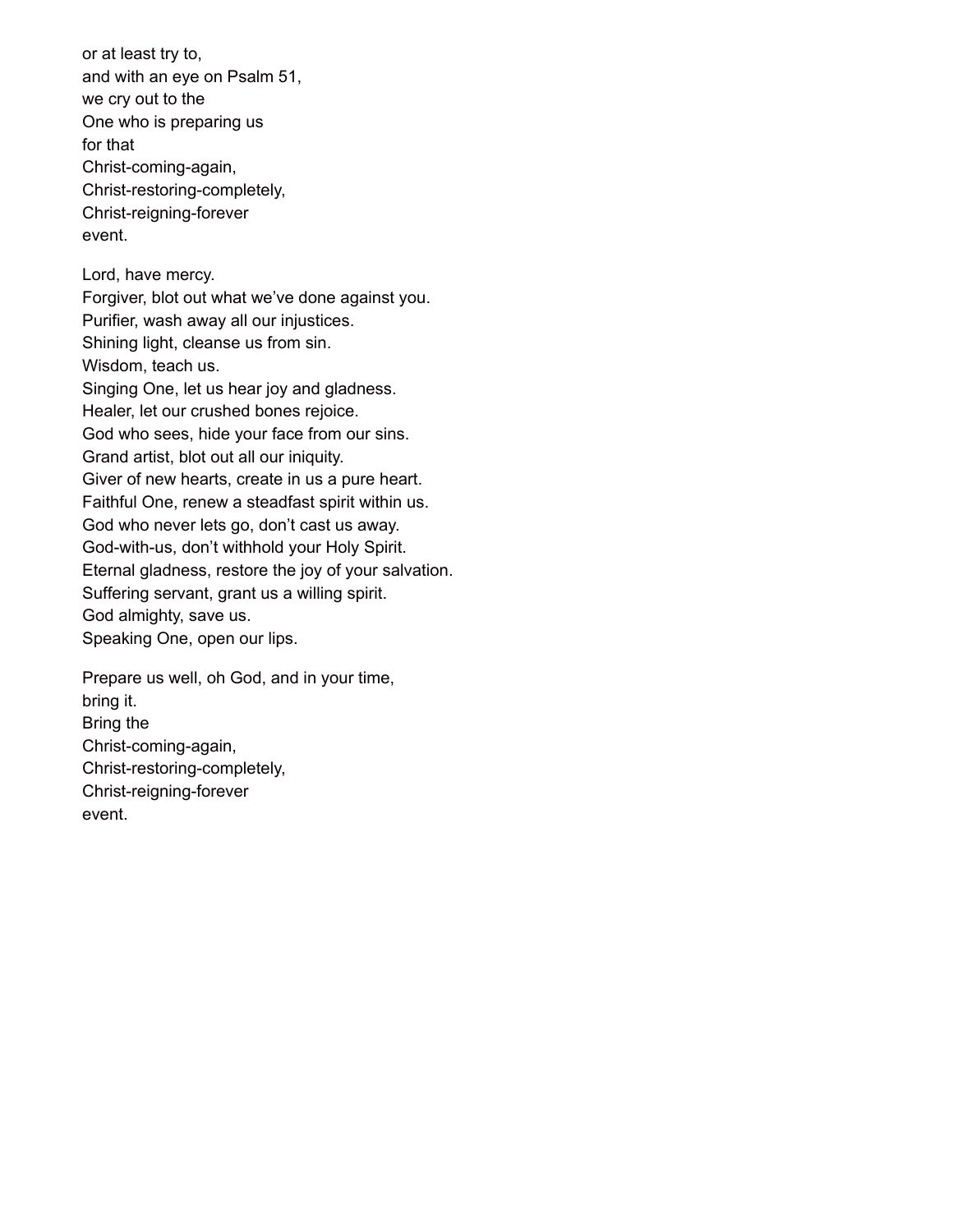or at least try to,
and with an eye on Psalm 51,
we cry out to the
One who is preparing us
for that
Christ-coming-again,
Christ-restoring-completely,
Christ-reigning-forever
event.

Lord, have mercy.
Forgiver, blot out what we've done against you.
Purifier, wash away all our injustices.
Shining light, cleanse us from sin.
Wisdom, teach us.
Singing One, let us hear joy and gladness.
Healer, let our crushed bones rejoice.
God who sees, hide your face from our sins.
Grand artist, blot out all our iniquity.
Giver of new hearts, create in us a pure heart.
Faithful One, renew a steadfast spirit within us.
God who never lets go, don't cast us away.
God-with-us, don't withhold your Holy Spirit.
Eternal gladness, restore the joy of your salvation.
Suffering servant, grant us a willing spirit.
God almighty, save us.
Speaking One, open our lips.

Prepare us well, oh God, and in your time,
bring it.
Bring the
Christ-coming-again,
Christ-restoring-completely,
Christ-reigning-forever
event.